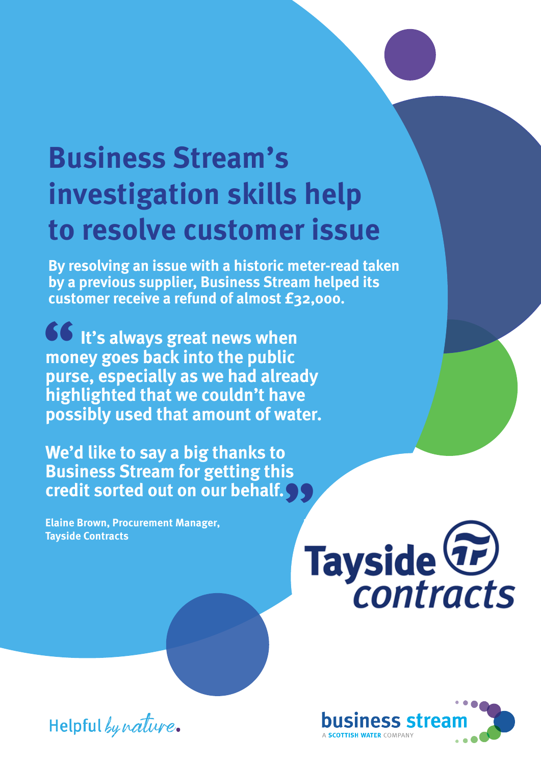# Business Stream's investigation skills help to resolve customer issue

**By resolving an issue with a historic meter-read taken by a previous supplier, Business Stream helped its customer receive a refund of almost £32,000.**

> **"It's always great news when money goes back into the public purse, especially as we had already highlighted that we couldn't have possibly used that amount of water.**
>
> **We'd like to say a big thanks to Business Stream for getting this credit sorted out on our behalf."**

**Elaine Brown, Procurement Manager, Tayside Contracts**

Tayside contracts

Helpful *by nature*.

business stream
A SCOTTISH WATER COMPANY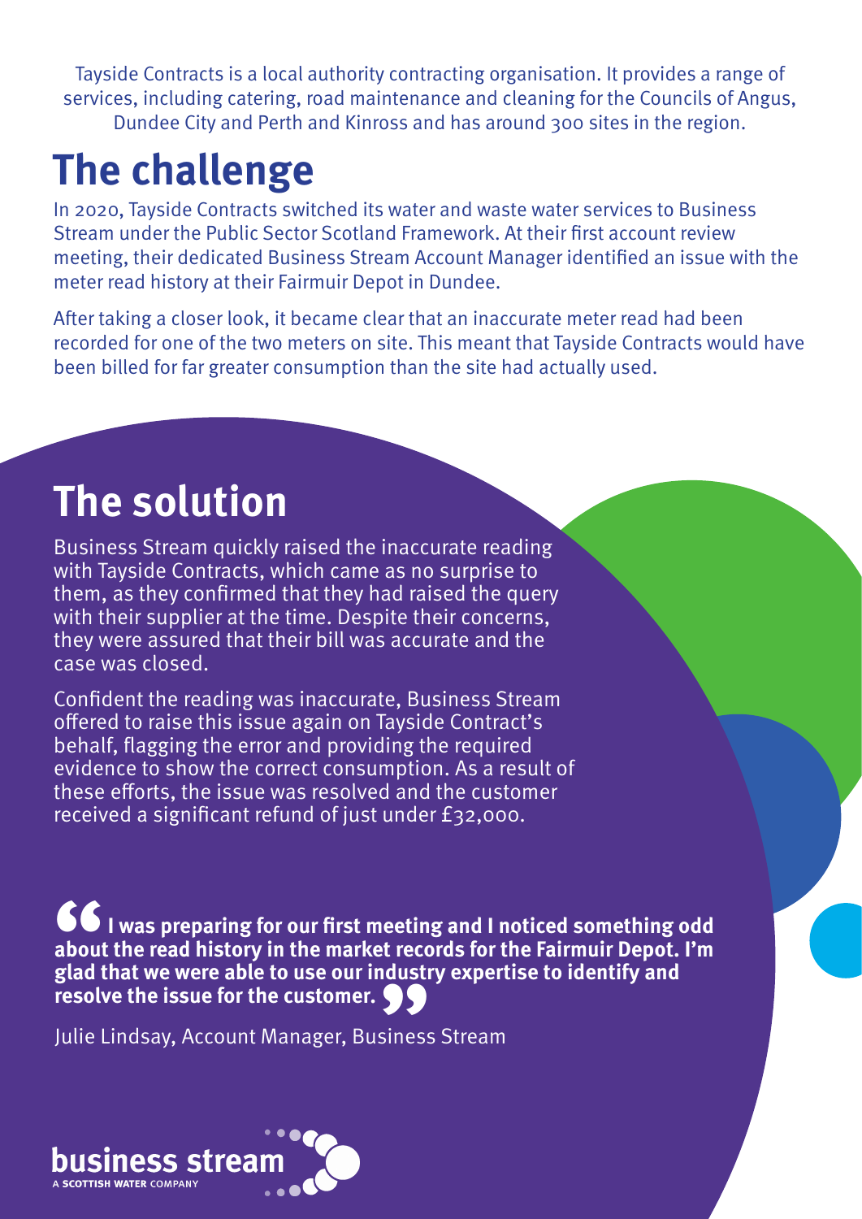Tayside Contracts is a local authority contracting organisation. It provides a range of services, including catering, road maintenance and cleaning for the Councils of Angus, Dundee City and Perth and Kinross and has around 300 sites in the region.

# The challenge

In 2020, Tayside Contracts switched its water and waste water services to Business Stream under the Public Sector Scotland Framework. At their first account review meeting, their dedicated Business Stream Account Manager identified an issue with the meter read history at their Fairmuir Depot in Dundee.

After taking a closer look, it became clear that an inaccurate meter read had been recorded for one of the two meters on site. This meant that Tayside Contracts would have been billed for far greater consumption than the site had actually used.

# The solution

Business Stream quickly raised the inaccurate reading with Tayside Contracts, which came as no surprise to them, as they confirmed that they had raised the query with their supplier at the time. Despite their concerns, they were assured that their bill was accurate and the case was closed.

Confident the reading was inaccurate, Business Stream offered to raise this issue again on Tayside Contract's behalf, flagging the error and providing the required evidence to show the correct consumption. As a result of these efforts, the issue was resolved and the customer received a significant refund of just under £32,000.

**"I was preparing for our first meeting and I noticed something odd about the read history in the market records for the Fairmuir Depot. I'm glad that we were able to use our industry expertise to identify and resolve the issue for the customer."**

Julie Lindsay, Account Manager, Business Stream

business stream
A SCOTTISH WATER COMPANY